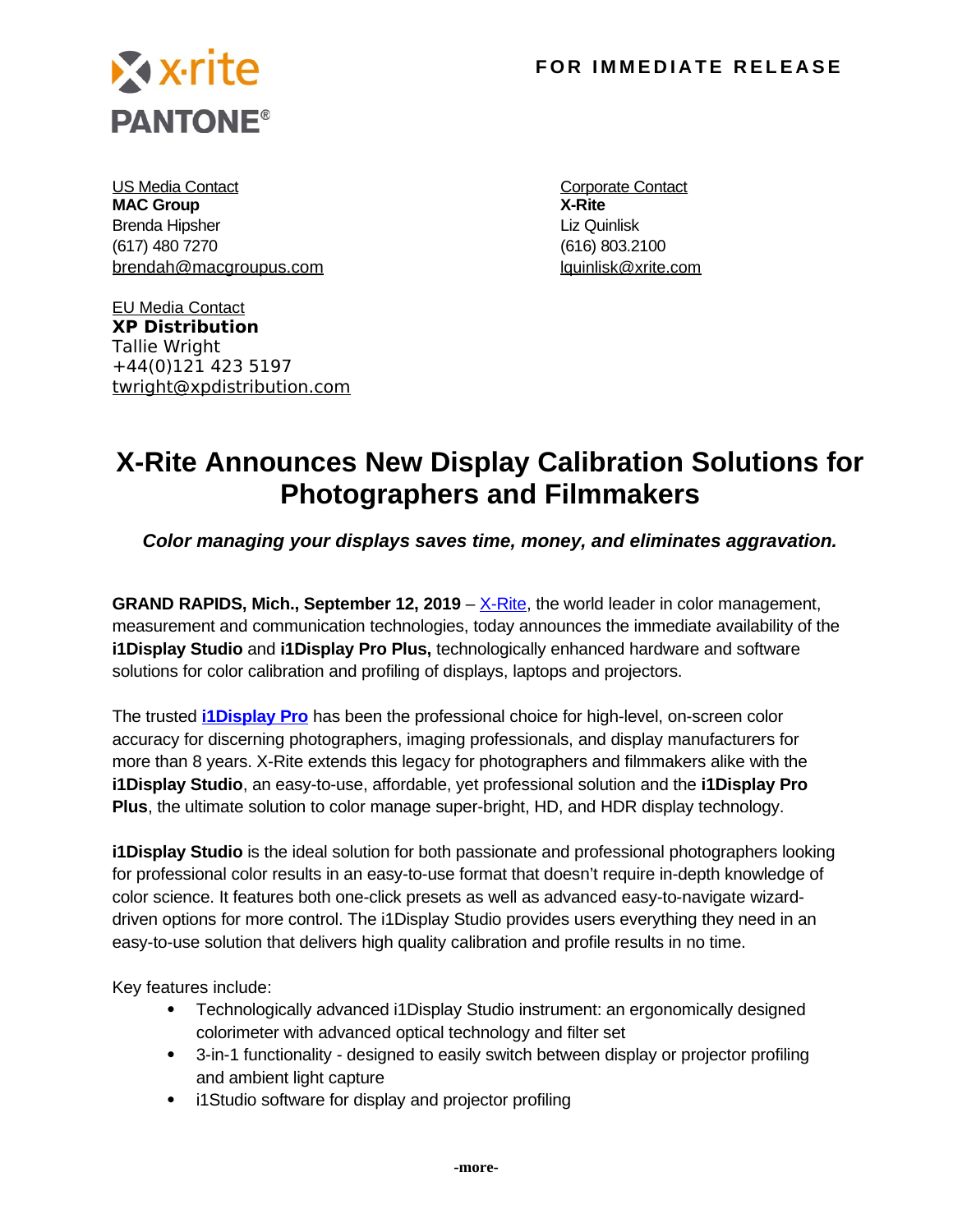x·rite
PANTONE®

**FOR IMMEDIATE RELEASE**

US Media Contact
**MAC Group**
Brenda Hipsher
(617) 480 7270
brendah@macgroupus.com

Corporate Contact
**X-Rite**
Liz Quinlisk
(616) 803.2100
lquinlisk@xrite.com

EU Media Contact
**XP Distribution**
Tallie Wright
+44(0)121 423 5197
twright@xpdistribution.com

# X-Rite Announces New Display Calibration Solutions for Photographers and Filmmakers

***Color managing your displays saves time, money, and eliminates aggravation.***

**GRAND RAPIDS, Mich., September 12, 2019** – X-Rite, the world leader in color management, measurement and communication technologies, today announces the immediate availability of the **i1Display Studio** and **i1Display Pro Plus,** technologically enhanced hardware and software solutions for color calibration and profiling of displays, laptops and projectors.

The trusted **i1Display Pro** has been the professional choice for high-level, on-screen color accuracy for discerning photographers, imaging professionals, and display manufacturers for more than 8 years. X-Rite extends this legacy for photographers and filmmakers alike with the **i1Display Studio**, an easy-to-use, affordable, yet professional solution and the **i1Display Pro Plus**, the ultimate solution to color manage super-bright, HD, and HDR display technology.

**i1Display Studio** is the ideal solution for both passionate and professional photographers looking for professional color results in an easy-to-use format that doesn't require in-depth knowledge of color science. It features both one-click presets as well as advanced easy-to-navigate wizard-driven options for more control. The i1Display Studio provides users everything they need in an easy-to-use solution that delivers high quality calibration and profile results in no time.

Key features include:

- Technologically advanced i1Display Studio instrument: an ergonomically designed colorimeter with advanced optical technology and filter set
- 3-in-1 functionality - designed to easily switch between display or projector profiling and ambient light capture
- i1Studio software for display and projector profiling

-more-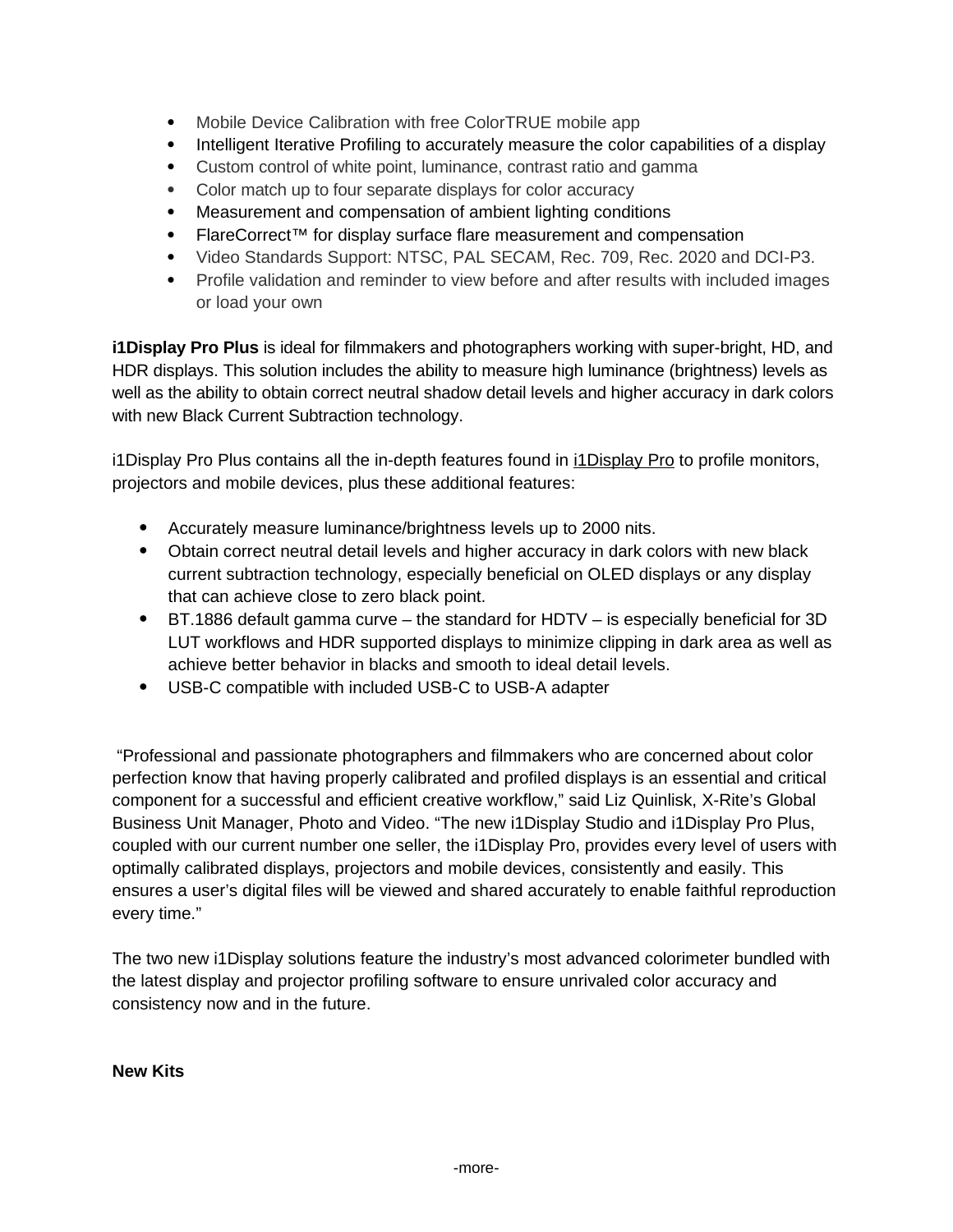- Mobile Device Calibration with free ColorTRUE mobile app
- Intelligent Iterative Profiling to accurately measure the color capabilities of a display
- Custom control of white point, luminance, contrast ratio and gamma
- Color match up to four separate displays for color accuracy
- Measurement and compensation of ambient lighting conditions
- FlareCorrect™ for display surface flare measurement and compensation
- Video Standards Support: NTSC, PAL SECAM, Rec. 709, Rec. 2020 and DCI-P3.
- Profile validation and reminder to view before and after results with included images or load your own

**i1Display Pro Plus** is ideal for filmmakers and photographers working with super-bright, HD, and HDR displays. This solution includes the ability to measure high luminance (brightness) levels as well as the ability to obtain correct neutral shadow detail levels and higher accuracy in dark colors with new Black Current Subtraction technology.

i1Display Pro Plus contains all the in-depth features found in i1Display Pro to profile monitors, projectors and mobile devices, plus these additional features:

- Accurately measure luminance/brightness levels up to 2000 nits.
- Obtain correct neutral detail levels and higher accuracy in dark colors with new black current subtraction technology, especially beneficial on OLED displays or any display that can achieve close to zero black point.
- BT.1886 default gamma curve – the standard for HDTV – is especially beneficial for 3D LUT workflows and HDR supported displays to minimize clipping in dark area as well as achieve better behavior in blacks and smooth to ideal detail levels.
- USB-C compatible with included USB-C to USB-A adapter

"Professional and passionate photographers and filmmakers who are concerned about color perfection know that having properly calibrated and profiled displays is an essential and critical component for a successful and efficient creative workflow," said Liz Quinlisk, X-Rite's Global Business Unit Manager, Photo and Video. "The new i1Display Studio and i1Display Pro Plus, coupled with our current number one seller, the i1Display Pro, provides every level of users with optimally calibrated displays, projectors and mobile devices, consistently and easily. This ensures a user's digital files will be viewed and shared accurately to enable faithful reproduction every time."

The two new i1Display solutions feature the industry's most advanced colorimeter bundled with the latest display and projector profiling software to ensure unrivaled color accuracy and consistency now and in the future.

**New Kits**

-more-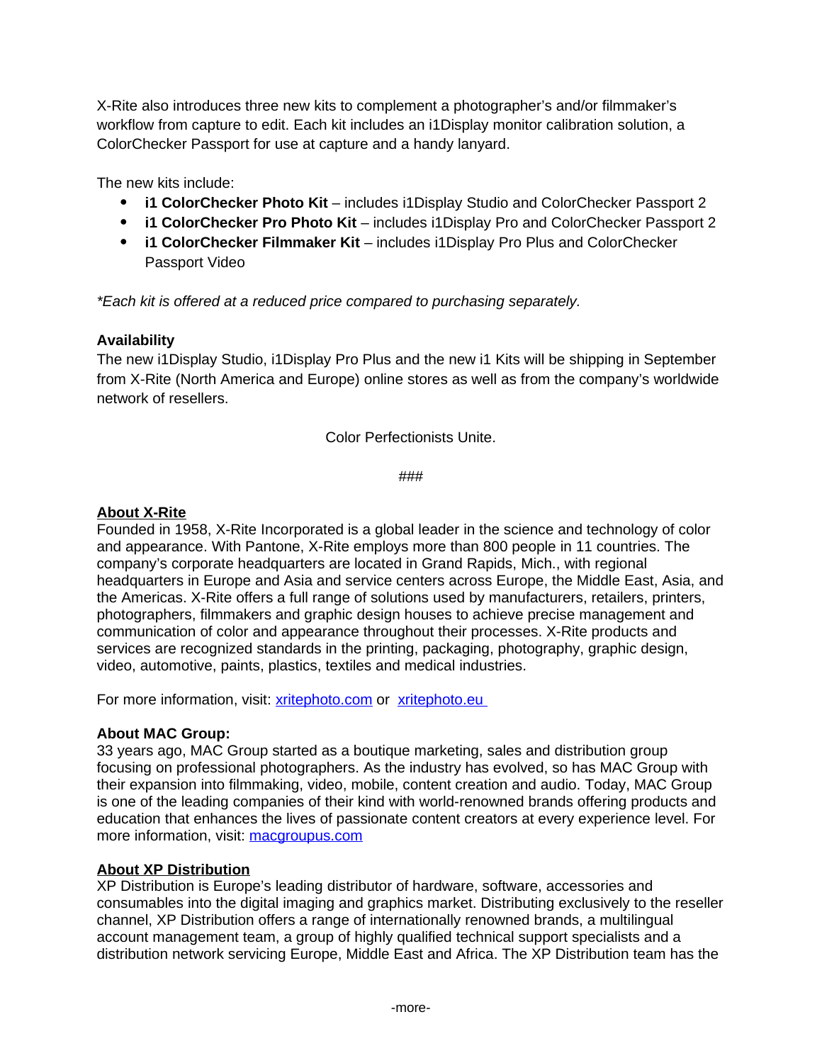X-Rite also introduces three new kits to complement a photographer's and/or filmmaker's workflow from capture to edit. Each kit includes an i1Display monitor calibration solution, a ColorChecker Passport for use at capture and a handy lanyard.

The new kits include:

- **i1 ColorChecker Photo Kit** – includes i1Display Studio and ColorChecker Passport 2
- **i1 ColorChecker Pro Photo Kit** – includes i1Display Pro and ColorChecker Passport 2
- **i1 ColorChecker Filmmaker Kit** – includes i1Display Pro Plus and ColorChecker Passport Video

*\*Each kit is offered at a reduced price compared to purchasing separately.*

**Availability**
The new i1Display Studio, i1Display Pro Plus and the new i1 Kits will be shipping in September from X-Rite (North America and Europe) online stores as well as from the company's worldwide network of resellers.

Color Perfectionists Unite.

###

**About X-Rite**
Founded in 1958, X-Rite Incorporated is a global leader in the science and technology of color and appearance. With Pantone, X-Rite employs more than 800 people in 11 countries. The company's corporate headquarters are located in Grand Rapids, Mich., with regional headquarters in Europe and Asia and service centers across Europe, the Middle East, Asia, and the Americas. X-Rite offers a full range of solutions used by manufacturers, retailers, printers, photographers, filmmakers and graphic design houses to achieve precise management and communication of color and appearance throughout their processes. X-Rite products and services are recognized standards in the printing, packaging, photography, graphic design, video, automotive, paints, plastics, textiles and medical industries.

For more information, visit: xritephoto.com or xritephoto.eu

**About MAC Group:**
33 years ago, MAC Group started as a boutique marketing, sales and distribution group focusing on professional photographers. As the industry has evolved, so has MAC Group with their expansion into filmmaking, video, mobile, content creation and audio. Today, MAC Group is one of the leading companies of their kind with world-renowned brands offering products and education that enhances the lives of passionate content creators at every experience level. For more information, visit: macgroupus.com

**About XP Distribution**
XP Distribution is Europe's leading distributor of hardware, software, accessories and consumables into the digital imaging and graphics market. Distributing exclusively to the reseller channel, XP Distribution offers a range of internationally renowned brands, a multilingual account management team, a group of highly qualified technical support specialists and a distribution network servicing Europe, Middle East and Africa. The XP Distribution team has the

-more-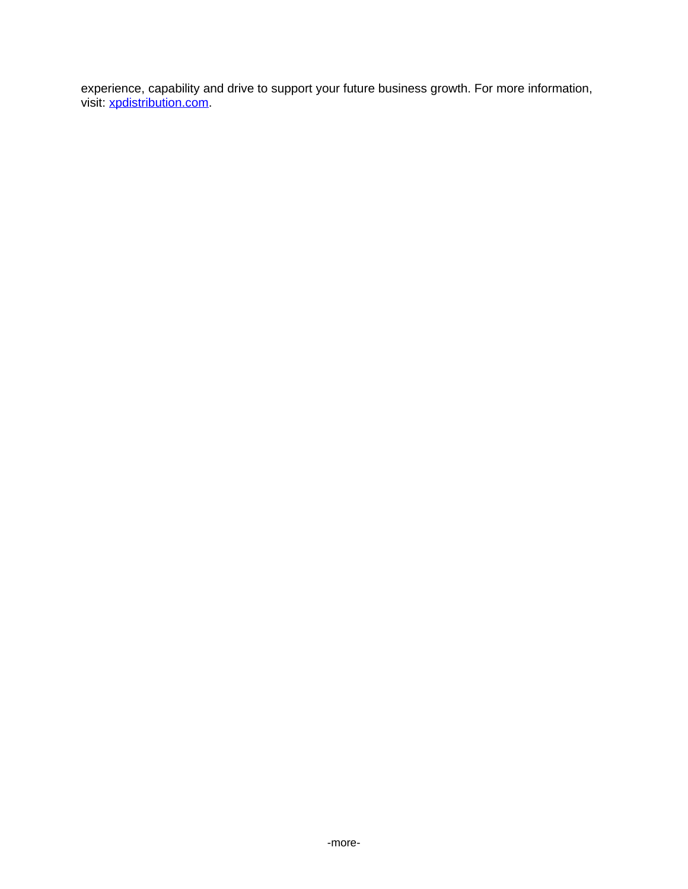experience, capability and drive to support your future business growth. For more information, visit: [xpdistribution.com](http://xpdistribution.com).

-more-